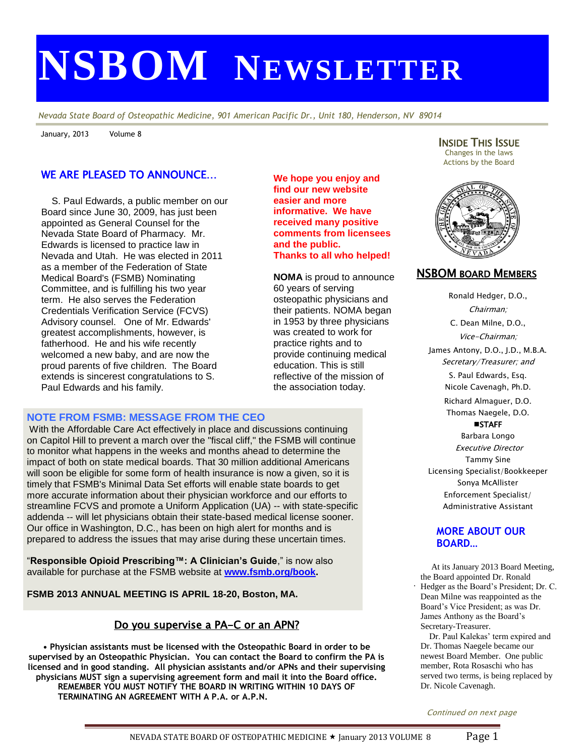# NSBOM NEWSLETTER

*Nevada State Board of Osteopathic Medicine, 901 American Pacific Dr., Unit 180, Henderson, NV 89014*

January, 2013 Volume 8

## WE ARE PLEASED TO ANNOUNCE…

S. Paul Edwards, a public member on our Board since June 30, 2009, has just been appointed as General Counsel for the Nevada State Board of Pharmacy. Mr. Edwards is licensed to practice law in Nevada and Utah. He was elected in 2011 as a member of the Federation of State Medical Board's (FSMB) Nominating Committee, and is fulfilling his two year term. He also serves the Federation Credentials Verification Service (FCVS) Advisory counsel. One of Mr. Edwards' greatest accomplishments, however, is fatherhood. He and his wife recently welcomed a new baby, and are now the proud parents of five children. The Board extends is sincerest congratulations to S. Paul Edwards and his family.

**We hope you enjoy and find our new website easier and more informative. We have received many positive comments from licensees and the public. Thanks to all who helped!**

**NOMA** is proud to announce 60 years of serving osteopathic physicians and their patients. NOMA began in 1953 by three physicians was created to work for practice rights and to provide continuing medical education. This is still reflective of the mission of the association today.

## NOTE FROM FSMB: MESSAGE FROM THE CEO

With the Affordable Care Act effectively in place and discussions continuing on Capitol Hill to prevent a march over the "fiscal cliff," the FSMB will continue to monitor what happens in the weeks and months ahead to determine the impact of both on state medical boards. That 30 million additional Americans will soon be eligible for some form of health insurance is now a given, so it is timely that FSMB's Minimal Data Set efforts will enable state boards to get more accurate information about their physician workforce and our efforts to streamline FCVS and promote a Uniform Application (UA) -- with state-specific addenda -- will let physicians obtain their state-based medical license sooner. Our office in Washington, D.C., has been on high alert for months and is prepared to address the issues that may arise during these uncertain times.

"**Responsible Opioid Prescribing™: A Clinician's Guide**," is now also available for purchase at the FSMB website at **www.fsmb.org/book.**

**FSMB 2013 ANNUAL MEETING IS APRIL 18-20, Boston, MA.**

## Do you supervise a PA-C or an APN?

**• Physician assistants must be licensed with the Osteopathic Board in order to be supervised by an Osteopathic Physician. You can contact the Board to confirm the PA is licensed and in good standing. All physician assistants and/or APNs and their supervising physicians MUST sign a supervising agreement form and mail it into the Board office. REMEMBER YOU MUST NOTIFY THE BOARD IN WRITING WITHIN 10 DAYS OF TERMINATING AN AGREEMENT WITH A P.A. or A.P.N.**

## INSIDE THIS ISSUE

Changes in the laws
Actions by the Board

## NSBOM BOARD MEMBERS

Ronald Hedger, D.O., *Chairman;*
C. Dean Milne, D.O., *Vice-Chairman;*
James Antony, D.O., J.D., M.B.A. *Secretary/Treasurer; and*
S. Paul Edwards, Esq.
Nicole Cavenagh, Ph.D.
Richard Almaguer, D.O.
Thomas Naegele, D.O.

**STAFF**

Barbara Longo
*Executive Director*
Tammy Sine
Licensing Specialist/Bookkeeper
Sonya McAllister
Enforcement Specialist/ Administrative Assistant

## MORE ABOUT OUR BOARD…

At its January 2013 Board Meeting, the Board appointed Dr. Ronald Hedger as the Board's President; Dr. C. Dean Milne was reappointed as the Board's Vice President; as was Dr. James Anthony as the Board's Secretary-Treasurer.

Dr. Paul Kalekas' term expired and Dr. Thomas Naegele became our newest Board Member. One public member, Rota Rosaschi who has served two terms, is being replaced by Dr. Nicole Cavenagh.

*Continued on next page*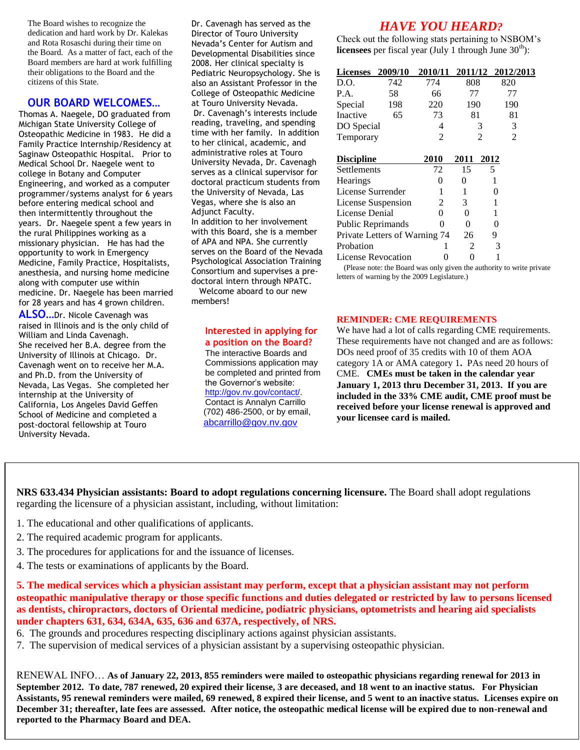The Board wishes to recognize the dedication and hard work by Dr. Kalekas and Rota Rosaschi during their time on the Board. As a matter of fact, each of the Board members are hard at work fulfilling their obligations to the Board and the citizens of this State.

## OUR BOARD WELCOMES…

Thomas A. Naegele, DO graduated from Michigan State University College of Osteopathic Medicine in 1983. He did a Family Practice Internship/Residency at Saginaw Osteopathic Hospital. Prior to Medical School Dr. Naegele went to college in Botany and Computer Engineering, and worked as a computer programmer/systems analyst for 6 years before entering medical school and then intermittently throughout the years. Dr. Naegele spent a few years in the rural Philippines working as a missionary physician. He has had the opportunity to work in Emergency Medicine, Family Practice, Hospitalists, anesthesia, and nursing home medicine along with computer use within medicine. Dr. Naegele has been married for 28 years and has 4 grown children.

**ALSO…** Dr. Nicole Cavenagh was raised in Illinois and is the only child of William and Linda Cavenagh. She received her B.A. degree from the University of Illinois at Chicago. Dr. Cavenagh went on to receive her M.A. and Ph.D. from the University of Nevada, Las Vegas. She completed her internship at the University of California, Los Angeles David Geffen School of Medicine and completed a post-doctoral fellowship at Touro University Nevada.

Dr. Cavenagh has served as the Director of Touro University Nevada's Center for Autism and Developmental Disabilities since 2008. Her clinical specialty is Pediatric Neuropsychology. She is also an Assistant Professor in the College of Osteopathic Medicine at Touro University Nevada.

Dr. Cavenagh's interests include reading, traveling, and spending time with her family. In addition to her clinical, academic, and administrative roles at Touro University Nevada, Dr. Cavenagh serves as a clinical supervisor for doctoral practicum students from the University of Nevada, Las Vegas, where she is also an Adjunct Faculty.

In addition to her involvement with this Board, she is a member of APA and NPA. She currently serves on the Board of the Nevada Psychological Association Training Consortium and supervises a pre-doctoral intern through NPATC.

Welcome aboard to our new members!

**Interested in applying for a position on the Board?**
The interactive Boards and Commissions application may be completed and printed from the Governor's website: http://gov.nv.gov/contact/. Contact is Annalyn Carrillo (702) 486-2500, or by email, abcarrillo@gov.nv.gov

## *HAVE YOU HEARD?*

Check out the following stats pertaining to NSBOM's **licensees** per fiscal year (July 1 through June 30th):

| Licenses | 2009/10 | 2010/11 | 2011/12 | 2012/2013 |
|---|---|---|---|---|
| D.O. | 742 | 774 | 808 | 820 |
| P.A. | 58 | 66 | 77 | 77 |
| Special | 198 | 220 | 190 | 190 |
| Inactive | 65 | 73 | 81 | 81 |
| DO Special | | 4 | 3 | 3 |
| Temporary | | 2 | 2 | 2 |

| Discipline | 2010 | 2011 | 2012 |
|---|---|---|---|
| Settlements | 72 | 15 | 5 |
| Hearings | 0 | 0 | 1 |
| License Surrender | 1 | 1 | 0 |
| License Suspension | 2 | 3 | 1 |
| License Denial | 0 | 0 | 1 |
| Public Reprimands | 0 | 0 | 0 |
| Private Letters of Warning | 74 | 26 | 9 |
| Probation | 1 | 2 | 3 |
| License Revocation | 0 | 0 | 1 |

(Please note: the Board was only given the authority to write private letters of warning by the 2009 Legislature.)

**REMINDER: CME REQUIREMENTS**

We have had a lot of calls regarding CME requirements. These requirements have not changed and are as follows: DOs need proof of 35 credits with 10 of them AOA category 1A or AMA category 1**.** PAs need 20 hours of CME. **CMEs must be taken in the calendar year January 1, 2013 thru December 31, 2013. If you are included in the 33% CME audit, CME proof must be received before your license renewal is approved and your licensee card is mailed.**

**NRS 633.434 Physician assistants: Board to adopt regulations concerning licensure.** The Board shall adopt regulations regarding the licensure of a physician assistant, including, without limitation:

1. The educational and other qualifications of applicants.
2. The required academic program for applicants.
3. The procedures for applications for and the issuance of licenses.
4. The tests or examinations of applicants by the Board.
5. **The medical services which a physician assistant may perform, except that a physician assistant may not perform osteopathic manipulative therapy or those specific functions and duties delegated or restricted by law to persons licensed as dentists, chiropractors, doctors of Oriental medicine, podiatric physicians, optometrists and hearing aid specialists under chapters 631, 634, 634A, 635, 636 and 637A, respectively, of NRS.**
6. The grounds and procedures respecting disciplinary actions against physician assistants.
7. The supervision of medical services of a physician assistant by a supervising osteopathic physician.

RENEWAL INFO… **As of January 22, 2013, 855 reminders were mailed to osteopathic physicians regarding renewal for 2013 in September 2012. To date, 787 renewed, 20 expired their license, 3 are deceased, and 18 went to an inactive status. For Physician Assistants, 95 renewal reminders were mailed, 69 renewed, 8 expired their license, and 5 went to an inactive status. Licenses expire on December 31; thereafter, late fees are assessed. After notice, the osteopathic medical license will be expired due to non-renewal and reported to the Pharmacy Board and DEA.**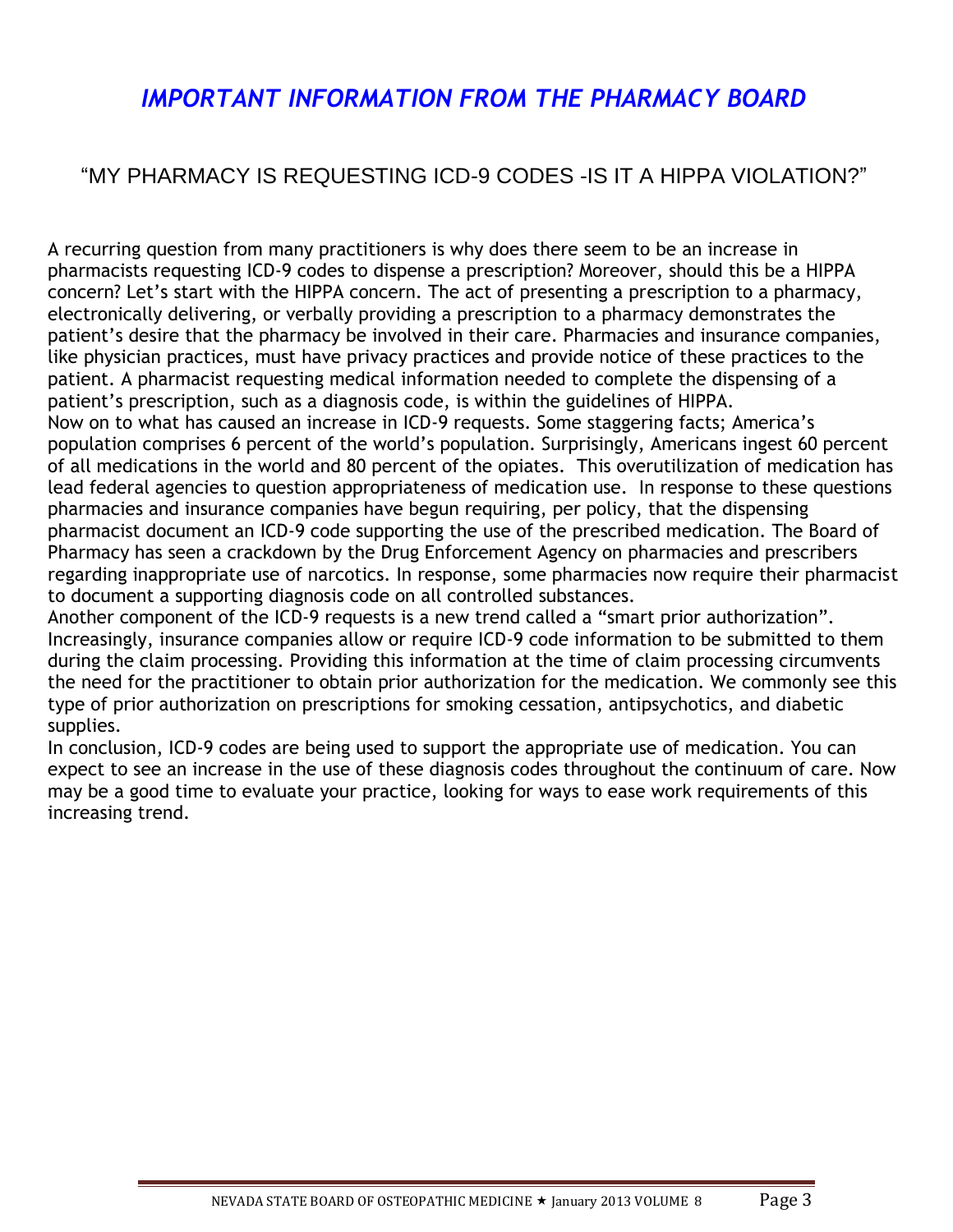# *IMPORTANT INFORMATION FROM THE PHARMACY BOARD*

## "MY PHARMACY IS REQUESTING ICD-9 CODES -IS IT A HIPPA VIOLATION?"

A recurring question from many practitioners is why does there seem to be an increase in pharmacists requesting ICD-9 codes to dispense a prescription? Moreover, should this be a HIPPA concern? Let's start with the HIPPA concern. The act of presenting a prescription to a pharmacy, electronically delivering, or verbally providing a prescription to a pharmacy demonstrates the patient's desire that the pharmacy be involved in their care. Pharmacies and insurance companies, like physician practices, must have privacy practices and provide notice of these practices to the patient. A pharmacist requesting medical information needed to complete the dispensing of a patient's prescription, such as a diagnosis code, is within the guidelines of HIPPA.

Now on to what has caused an increase in ICD-9 requests. Some staggering facts; America's population comprises 6 percent of the world's population. Surprisingly, Americans ingest 60 percent of all medications in the world and 80 percent of the opiates. This overutilization of medication has lead federal agencies to question appropriateness of medication use. In response to these questions pharmacies and insurance companies have begun requiring, per policy, that the dispensing pharmacist document an ICD-9 code supporting the use of the prescribed medication. The Board of Pharmacy has seen a crackdown by the Drug Enforcement Agency on pharmacies and prescribers regarding inappropriate use of narcotics. In response, some pharmacies now require their pharmacist to document a supporting diagnosis code on all controlled substances.

Another component of the ICD-9 requests is a new trend called a "smart prior authorization". Increasingly, insurance companies allow or require ICD-9 code information to be submitted to them during the claim processing. Providing this information at the time of claim processing circumvents the need for the practitioner to obtain prior authorization for the medication. We commonly see this type of prior authorization on prescriptions for smoking cessation, antipsychotics, and diabetic supplies.

In conclusion, ICD-9 codes are being used to support the appropriate use of medication. You can expect to see an increase in the use of these diagnosis codes throughout the continuum of care. Now may be a good time to evaluate your practice, looking for ways to ease work requirements of this increasing trend.